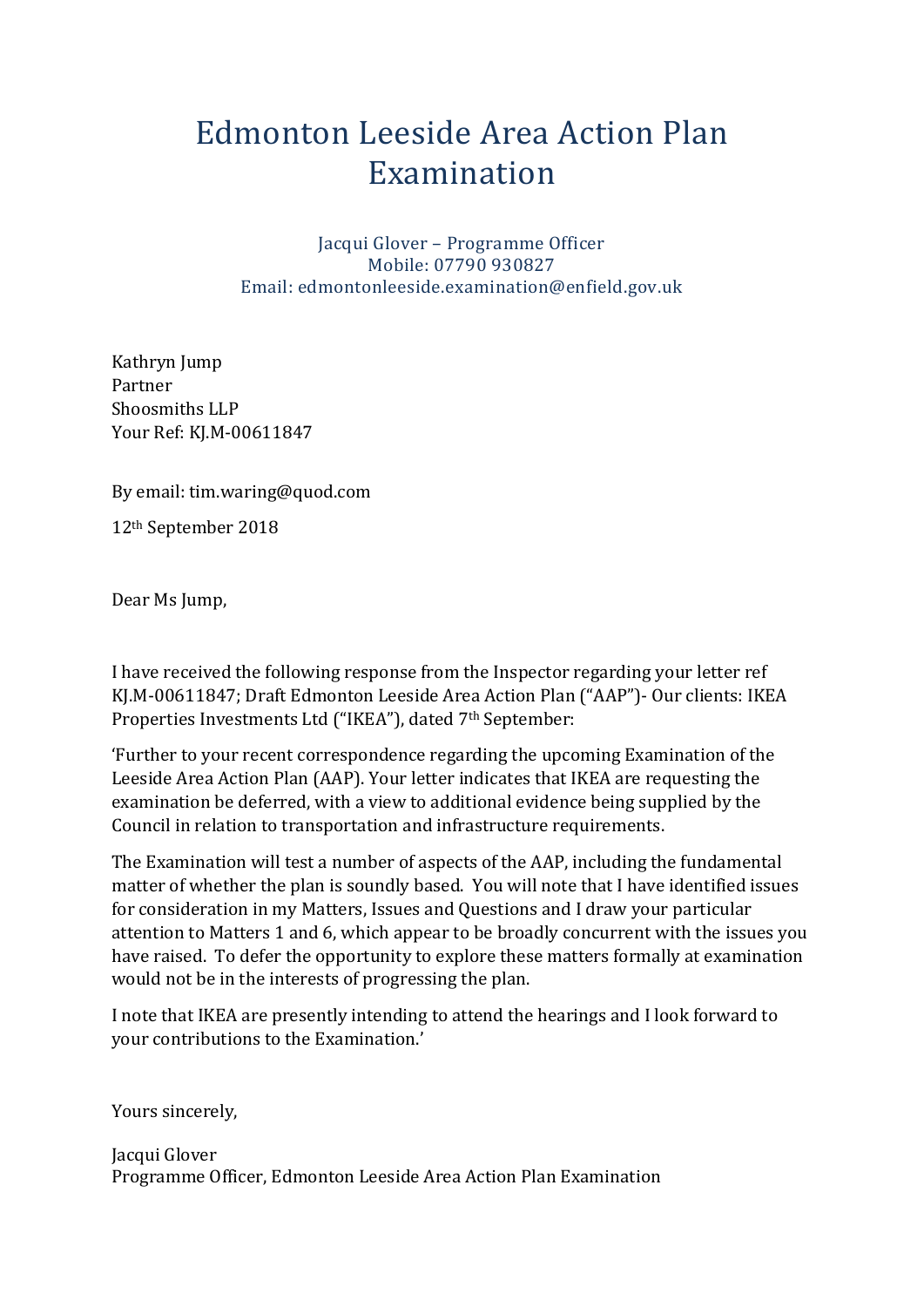# Edmonton Leeside Area Action Plan Examination

Jacqui Glover – Programme Officer
Mobile: 07790 930827
Email: edmontonleeside.examination@enfield.gov.uk

Kathryn Jump
Partner
Shoosmiths LLP
Your Ref: KJ.M-00611847

By email: tim.waring@quod.com

12th September 2018

Dear Ms Jump,

I have received the following response from the Inspector regarding your letter ref KJ.M-00611847; Draft Edmonton Leeside Area Action Plan ("AAP")- Our clients: IKEA Properties Investments Ltd ("IKEA"), dated 7th September:

'Further to your recent correspondence regarding the upcoming Examination of the Leeside Area Action Plan (AAP). Your letter indicates that IKEA are requesting the examination be deferred, with a view to additional evidence being supplied by the Council in relation to transportation and infrastructure requirements.

The Examination will test a number of aspects of the AAP, including the fundamental matter of whether the plan is soundly based. You will note that I have identified issues for consideration in my Matters, Issues and Questions and I draw your particular attention to Matters 1 and 6, which appear to be broadly concurrent with the issues you have raised. To defer the opportunity to explore these matters formally at examination would not be in the interests of progressing the plan.

I note that IKEA are presently intending to attend the hearings and I look forward to your contributions to the Examination.'

Yours sincerely,

Jacqui Glover
Programme Officer, Edmonton Leeside Area Action Plan Examination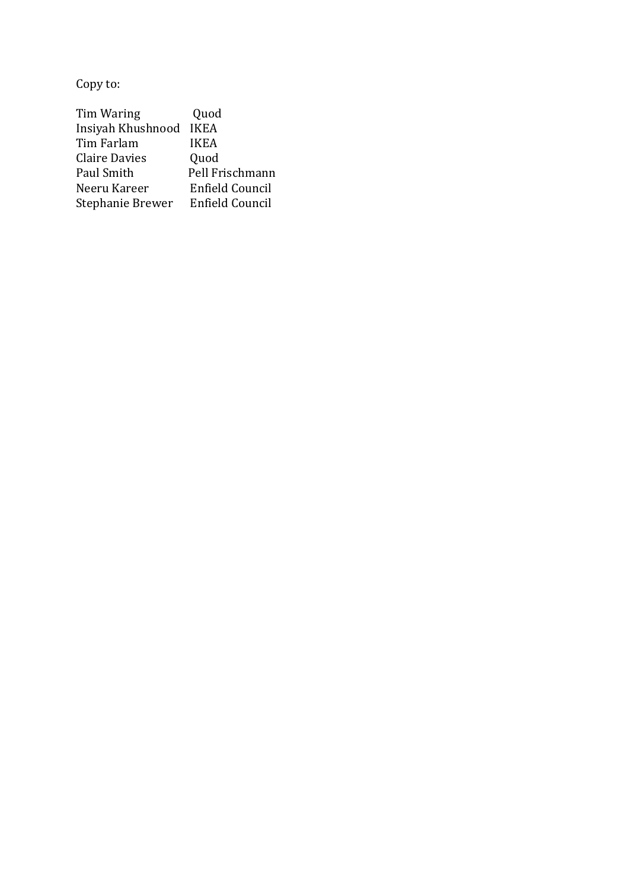Copy to:

| | |
|---|---|
| Tim Waring | Quod |
| Insiyah Khushnood | IKEA |
| Tim Farlam | IKEA |
| Claire Davies | Quod |
| Paul Smith | Pell Frischmann |
| Neeru Kareer | Enfield Council |
| Stephanie Brewer | Enfield Council |